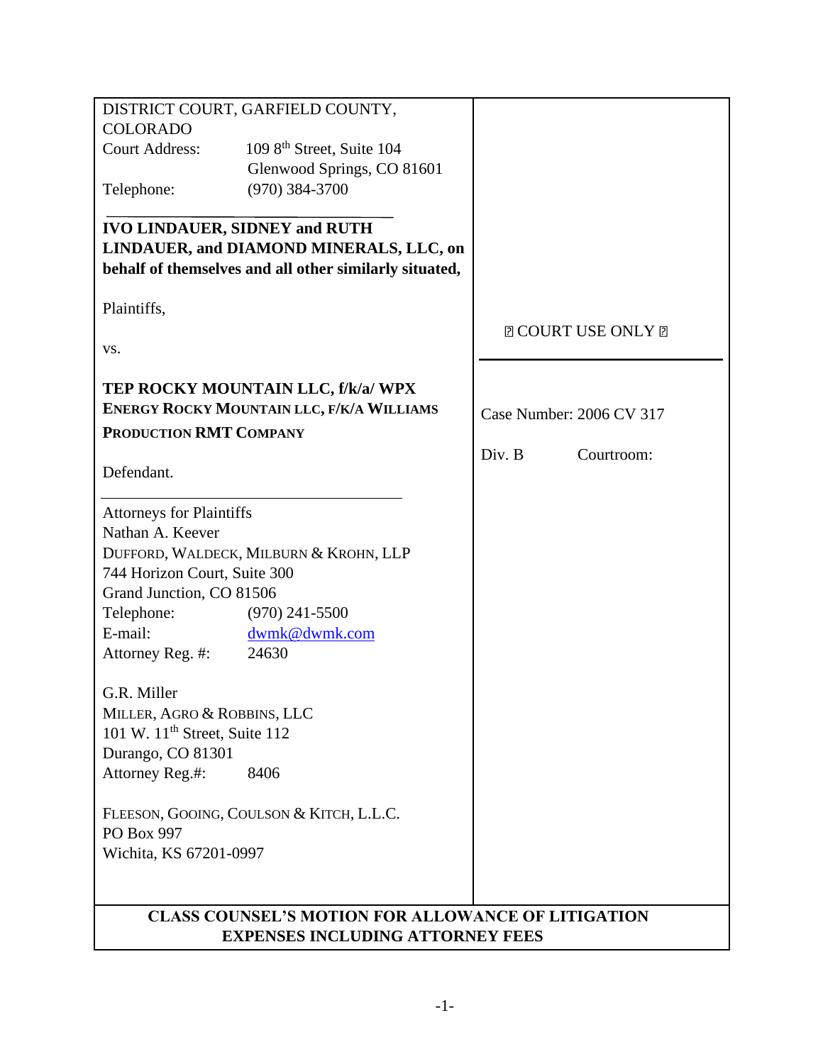DISTRICT COURT, GARFIELD COUNTY, COLORADO

Court Address: 109 8th Street, Suite 104
Glenwood Springs, CO 81601

Telephone: (970) 384-3700

**IVO LINDAUER, SIDNEY and RUTH LINDAUER, and DIAMOND MINERALS, LLC, on behalf of themselves and all other similarly situated,**

Plaintiffs,

vs.

**TEP ROCKY MOUNTAIN LLC, f/k/a/ WPX ENERGY ROCKY MOUNTAIN LLC, F/K/A WILLIAMS PRODUCTION RMT COMPANY**

Defendant.

▲ COURT USE ONLY ▲

Case Number: 2006 CV 317

Div. B Courtroom:

Attorneys for Plaintiffs
Nathan A. Keever
DUFFORD, WALDECK, MILBURN & KROHN, LLP
744 Horizon Court, Suite 300
Grand Junction, CO 81506
Telephone: (970) 241-5500
E-mail: dwmk@dwmk.com
Attorney Reg. #: 24630

G.R. Miller
MILLER, AGRO & ROBBINS, LLC
101 W. 11th Street, Suite 112
Durango, CO 81301
Attorney Reg.#: 8406

FLEESON, GOOING, COULSON & KITCH, L.L.C.
PO Box 997
Wichita, KS 67201-0997

**CLASS COUNSEL'S MOTION FOR ALLOWANCE OF LITIGATION EXPENSES INCLUDING ATTORNEY FEES**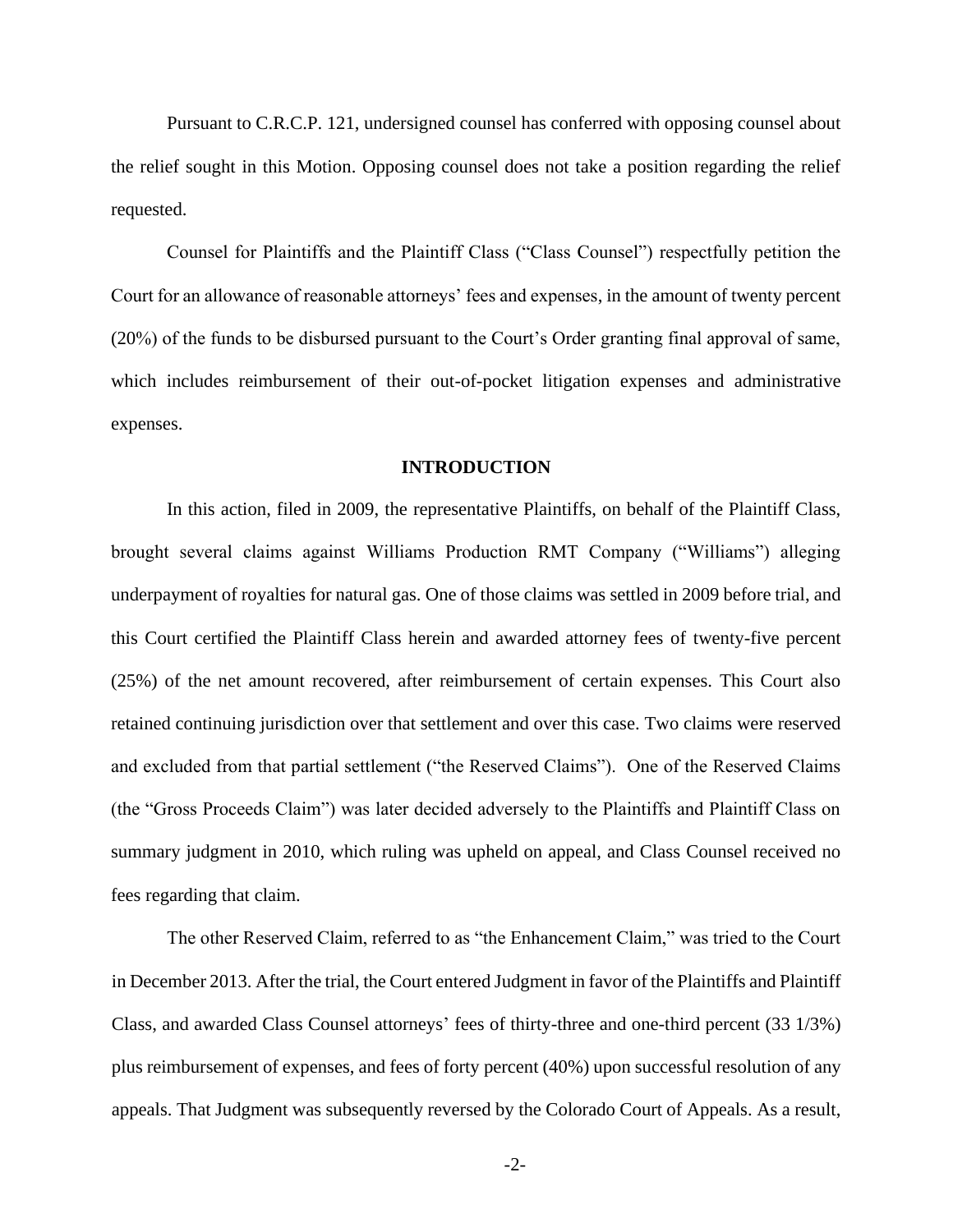Pursuant to C.R.C.P. 121, undersigned counsel has conferred with opposing counsel about the relief sought in this Motion. Opposing counsel does not take a position regarding the relief requested.

Counsel for Plaintiffs and the Plaintiff Class ("Class Counsel") respectfully petition the Court for an allowance of reasonable attorneys' fees and expenses, in the amount of twenty percent (20%) of the funds to be disbursed pursuant to the Court's Order granting final approval of same, which includes reimbursement of their out-of-pocket litigation expenses and administrative expenses.

## INTRODUCTION

In this action, filed in 2009, the representative Plaintiffs, on behalf of the Plaintiff Class, brought several claims against Williams Production RMT Company ("Williams") alleging underpayment of royalties for natural gas. One of those claims was settled in 2009 before trial, and this Court certified the Plaintiff Class herein and awarded attorney fees of twenty-five percent (25%) of the net amount recovered, after reimbursement of certain expenses. This Court also retained continuing jurisdiction over that settlement and over this case. Two claims were reserved and excluded from that partial settlement ("the Reserved Claims"). One of the Reserved Claims (the "Gross Proceeds Claim") was later decided adversely to the Plaintiffs and Plaintiff Class on summary judgment in 2010, which ruling was upheld on appeal, and Class Counsel received no fees regarding that claim.

The other Reserved Claim, referred to as "the Enhancement Claim," was tried to the Court in December 2013. After the trial, the Court entered Judgment in favor of the Plaintiffs and Plaintiff Class, and awarded Class Counsel attorneys' fees of thirty-three and one-third percent (33 1/3%) plus reimbursement of expenses, and fees of forty percent (40%) upon successful resolution of any appeals. That Judgment was subsequently reversed by the Colorado Court of Appeals. As a result,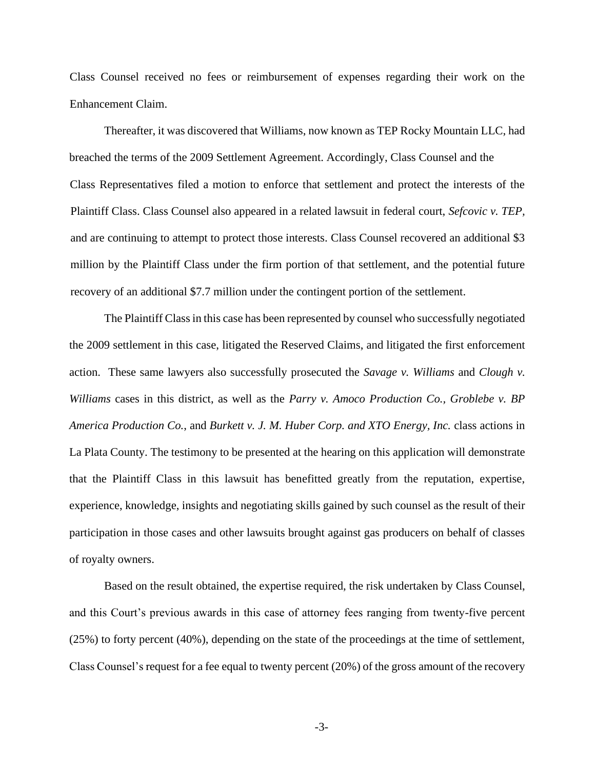Class Counsel received no fees or reimbursement of expenses regarding their work on the Enhancement Claim.

Thereafter, it was discovered that Williams, now known as TEP Rocky Mountain LLC, had breached the terms of the 2009 Settlement Agreement. Accordingly, Class Counsel and the Class Representatives filed a motion to enforce that settlement and protect the interests of the Plaintiff Class. Class Counsel also appeared in a related lawsuit in federal court, *Sefcovic v. TEP*, and are continuing to attempt to protect those interests. Class Counsel recovered an additional $3 million by the Plaintiff Class under the firm portion of that settlement, and the potential future recovery of an additional $7.7 million under the contingent portion of the settlement.

The Plaintiff Class in this case has been represented by counsel who successfully negotiated the 2009 settlement in this case, litigated the Reserved Claims, and litigated the first enforcement action. These same lawyers also successfully prosecuted the *Savage v. Williams* and *Clough v. Williams* cases in this district, as well as the *Parry v. Amoco Production Co.*, *Groblebe v. BP America Production Co.*, and *Burkett v. J. M. Huber Corp. and XTO Energy, Inc.* class actions in La Plata County. The testimony to be presented at the hearing on this application will demonstrate that the Plaintiff Class in this lawsuit has benefitted greatly from the reputation, expertise, experience, knowledge, insights and negotiating skills gained by such counsel as the result of their participation in those cases and other lawsuits brought against gas producers on behalf of classes of royalty owners.

Based on the result obtained, the expertise required, the risk undertaken by Class Counsel, and this Court's previous awards in this case of attorney fees ranging from twenty-five percent (25%) to forty percent (40%), depending on the state of the proceedings at the time of settlement, Class Counsel's request for a fee equal to twenty percent (20%) of the gross amount of the recovery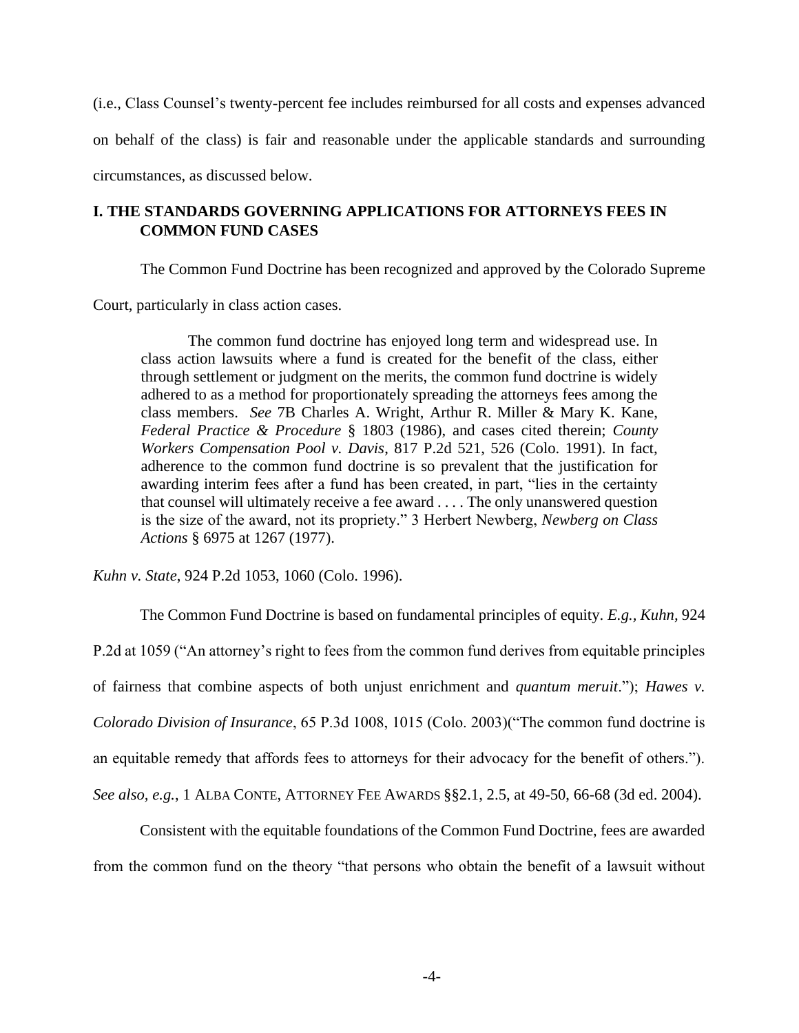(i.e., Class Counsel's twenty-percent fee includes reimbursed for all costs and expenses advanced on behalf of the class) is fair and reasonable under the applicable standards and surrounding circumstances, as discussed below.

## I. THE STANDARDS GOVERNING APPLICATIONS FOR ATTORNEYS FEES IN COMMON FUND CASES

The Common Fund Doctrine has been recognized and approved by the Colorado Supreme Court, particularly in class action cases.

> The common fund doctrine has enjoyed long term and widespread use. In class action lawsuits where a fund is created for the benefit of the class, either through settlement or judgment on the merits, the common fund doctrine is widely adhered to as a method for proportionately spreading the attorneys fees among the class members. *See* 7B Charles A. Wright, Arthur R. Miller & Mary K. Kane, *Federal Practice & Procedure* § 1803 (1986), and cases cited therein; *County Workers Compensation Pool v. Davis*, 817 P.2d 521, 526 (Colo. 1991). In fact, adherence to the common fund doctrine is so prevalent that the justification for awarding interim fees after a fund has been created, in part, "lies in the certainty that counsel will ultimately receive a fee award . . . . The only unanswered question is the size of the award, not its propriety." 3 Herbert Newberg, *Newberg on Class Actions* § 6975 at 1267 (1977).

*Kuhn v. State*, 924 P.2d 1053, 1060 (Colo. 1996).

The Common Fund Doctrine is based on fundamental principles of equity. *E.g., Kuhn,* 924 P.2d at 1059 ("An attorney's right to fees from the common fund derives from equitable principles of fairness that combine aspects of both unjust enrichment and *quantum meruit*."); *Hawes v. Colorado Division of Insurance*, 65 P.3d 1008, 1015 (Colo. 2003)("The common fund doctrine is an equitable remedy that affords fees to attorneys for their advocacy for the benefit of others."). *See also, e.g.*, 1 ALBA CONTE, ATTORNEY FEE AWARDS §§2.1, 2.5, at 49-50, 66-68 (3d ed. 2004).

Consistent with the equitable foundations of the Common Fund Doctrine, fees are awarded from the common fund on the theory "that persons who obtain the benefit of a lawsuit without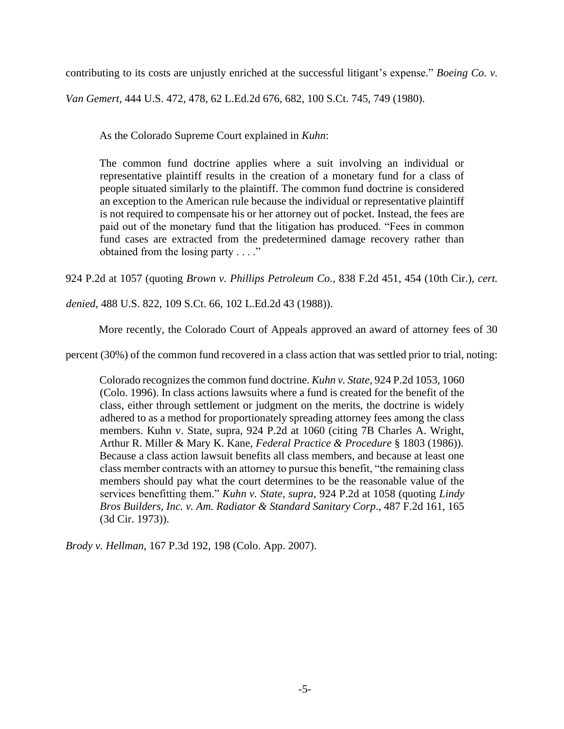contributing to its costs are unjustly enriched at the successful litigant's expense." *Boeing Co. v. Van Gemert*, 444 U.S. 472, 478, 62 L.Ed.2d 676, 682, 100 S.Ct. 745, 749 (1980).

As the Colorado Supreme Court explained in *Kuhn*:

> The common fund doctrine applies where a suit involving an individual or representative plaintiff results in the creation of a monetary fund for a class of people situated similarly to the plaintiff. The common fund doctrine is considered an exception to the American rule because the individual or representative plaintiff is not required to compensate his or her attorney out of pocket. Instead, the fees are paid out of the monetary fund that the litigation has produced. "Fees in common fund cases are extracted from the predetermined damage recovery rather than obtained from the losing party . . . ."

924 P.2d at 1057 (quoting *Brown v. Phillips Petroleum Co.*, 838 F.2d 451, 454 (10th Cir.), *cert. denied*, 488 U.S. 822, 109 S.Ct. 66, 102 L.Ed.2d 43 (1988)).

More recently, the Colorado Court of Appeals approved an award of attorney fees of 30 percent (30%) of the common fund recovered in a class action that was settled prior to trial, noting:

> Colorado recognizes the common fund doctrine. *Kuhn v. State*, 924 P.2d 1053, 1060 (Colo. 1996). In class actions lawsuits where a fund is created for the benefit of the class, either through settlement or judgment on the merits, the doctrine is widely adhered to as a method for proportionately spreading attorney fees among the class members. Kuhn v. State, supra, 924 P.2d at 1060 (citing 7B Charles A. Wright, Arthur R. Miller & Mary K. Kane, *Federal Practice & Procedure* § 1803 (1986)). Because a class action lawsuit benefits all class members, and because at least one class member contracts with an attorney to pursue this benefit, "the remaining class members should pay what the court determines to be the reasonable value of the services benefitting them." *Kuhn v. State*, *supra*, 924 P.2d at 1058 (quoting *Lindy Bros Builders, Inc. v. Am. Radiator & Standard Sanitary Corp*., 487 F.2d 161, 165 (3d Cir. 1973)).

*Brody v. Hellman*, 167 P.3d 192, 198 (Colo. App. 2007).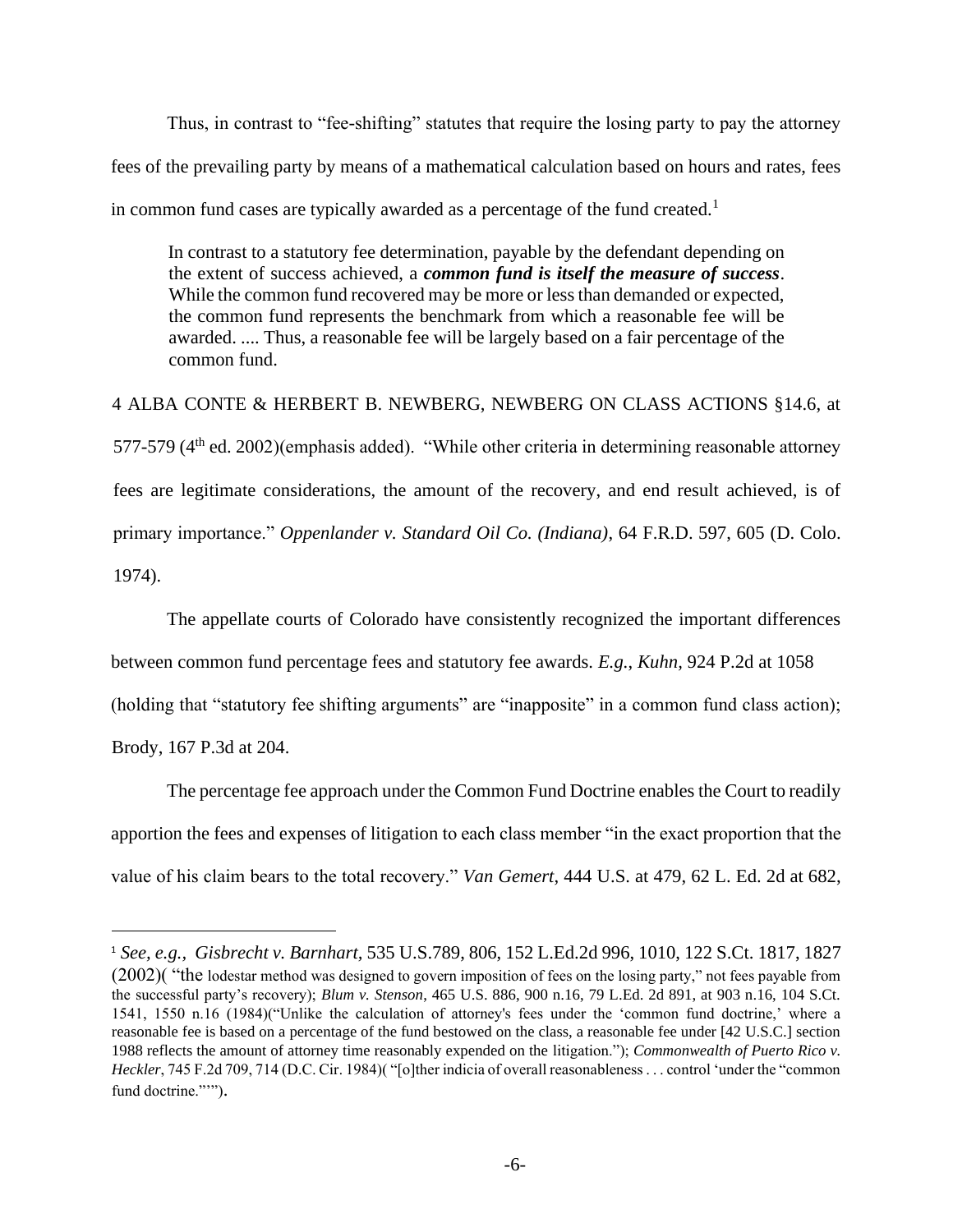Thus, in contrast to "fee-shifting" statutes that require the losing party to pay the attorney fees of the prevailing party by means of a mathematical calculation based on hours and rates, fees in common fund cases are typically awarded as a percentage of the fund created.[1]

> In contrast to a statutory fee determination, payable by the defendant depending on the extent of success achieved, a ***common fund is itself the measure of success***. While the common fund recovered may be more or less than demanded or expected, the common fund represents the benchmark from which a reasonable fee will be awarded. .... Thus, a reasonable fee will be largely based on a fair percentage of the common fund.

4 ALBA CONTE & HERBERT B. NEWBERG, NEWBERG ON CLASS ACTIONS §14.6, at 577-579 (4th ed. 2002)(emphasis added). "While other criteria in determining reasonable attorney fees are legitimate considerations, the amount of the recovery, and end result achieved, is of primary importance." *Oppenlander v. Standard Oil Co. (Indiana)*, 64 F.R.D. 597, 605 (D. Colo. 1974).

The appellate courts of Colorado have consistently recognized the important differences between common fund percentage fees and statutory fee awards. *E.g.*, *Kuhn,* 924 P.2d at 1058 (holding that "statutory fee shifting arguments" are "inapposite" in a common fund class action); Brody, 167 P.3d at 204.

The percentage fee approach under the Common Fund Doctrine enables the Court to readily apportion the fees and expenses of litigation to each class member "in the exact proportion that the value of his claim bears to the total recovery." *Van Gemert*, 444 U.S. at 479, 62 L. Ed. 2d at 682,

---

[1] *See, e.g., Gisbrecht v. Barnhart,* 535 U.S.789, 806, 152 L.Ed.2d 996, 1010, 122 S.Ct. 1817, 1827 (2002)( "the lodestar method was designed to govern imposition of fees on the losing party," not fees payable from the successful party's recovery); *Blum v. Stenson*, 465 U.S. 886, 900 n.16, 79 L.Ed. 2d 891, at 903 n.16, 104 S.Ct. 1541, 1550 n.16 (1984)("Unlike the calculation of attorney's fees under the 'common fund doctrine,' where a reasonable fee is based on a percentage of the fund bestowed on the class, a reasonable fee under [42 U.S.C.] section 1988 reflects the amount of attorney time reasonably expended on the litigation."); *Commonwealth of Puerto Rico v. Heckler*, 745 F.2d 709, 714 (D.C. Cir. 1984)( "[o]ther indicia of overall reasonableness . . . control 'under the "common fund doctrine."'").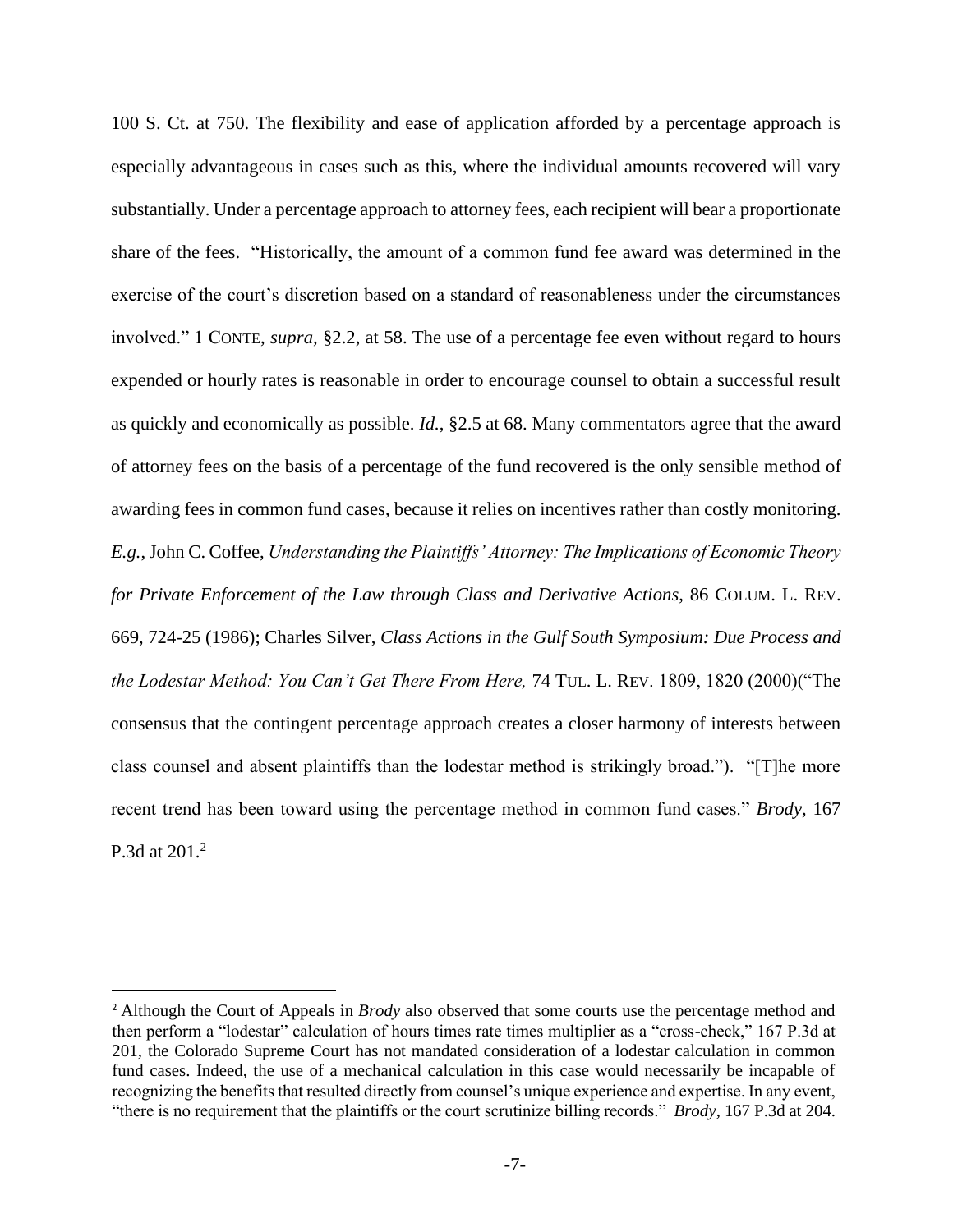100 S. Ct. at 750. The flexibility and ease of application afforded by a percentage approach is especially advantageous in cases such as this, where the individual amounts recovered will vary substantially. Under a percentage approach to attorney fees, each recipient will bear a proportionate share of the fees. "Historically, the amount of a common fund fee award was determined in the exercise of the court's discretion based on a standard of reasonableness under the circumstances involved." 1 CONTE, *supra*, §2.2, at 58. The use of a percentage fee even without regard to hours expended or hourly rates is reasonable in order to encourage counsel to obtain a successful result as quickly and economically as possible. *Id.*, §2.5 at 68. Many commentators agree that the award of attorney fees on the basis of a percentage of the fund recovered is the only sensible method of awarding fees in common fund cases, because it relies on incentives rather than costly monitoring. *E.g.*, John C. Coffee, *Understanding the Plaintiffs' Attorney: The Implications of Economic Theory for Private Enforcement of the Law through Class and Derivative Actions*, 86 COLUM. L. REV. 669, 724-25 (1986); Charles Silver, *Class Actions in the Gulf South Symposium: Due Process and the Lodestar Method: You Can't Get There From Here,* 74 TUL. L. REV. 1809, 1820 (2000)("The consensus that the contingent percentage approach creates a closer harmony of interests between class counsel and absent plaintiffs than the lodestar method is strikingly broad."). "[T]he more recent trend has been toward using the percentage method in common fund cases." *Brody*, 167 P.3d at 201.[2]

[2] Although the Court of Appeals in *Brody* also observed that some courts use the percentage method and then perform a "lodestar" calculation of hours times rate times multiplier as a "cross-check," 167 P.3d at 201, the Colorado Supreme Court has not mandated consideration of a lodestar calculation in common fund cases. Indeed, the use of a mechanical calculation in this case would necessarily be incapable of recognizing the benefits that resulted directly from counsel's unique experience and expertise. In any event, "there is no requirement that the plaintiffs or the court scrutinize billing records." *Brody*, 167 P.3d at 204.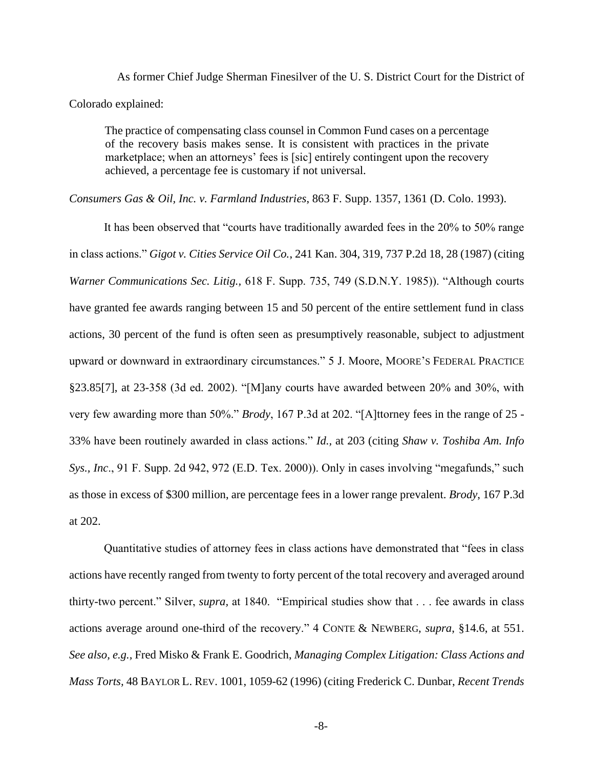As former Chief Judge Sherman Finesilver of the U. S. District Court for the District of Colorado explained:

> The practice of compensating class counsel in Common Fund cases on a percentage of the recovery basis makes sense. It is consistent with practices in the private marketplace; when an attorneys' fees is [sic] entirely contingent upon the recovery achieved, a percentage fee is customary if not universal.

*Consumers Gas & Oil, Inc. v. Farmland Industries*, 863 F. Supp. 1357, 1361 (D. Colo. 1993).

It has been observed that "courts have traditionally awarded fees in the 20% to 50% range in class actions." *Gigot v. Cities Service Oil Co.*, 241 Kan. 304, 319, 737 P.2d 18, 28 (1987) (citing *Warner Communications Sec. Litig.*, 618 F. Supp. 735, 749 (S.D.N.Y. 1985)). "Although courts have granted fee awards ranging between 15 and 50 percent of the entire settlement fund in class actions, 30 percent of the fund is often seen as presumptively reasonable, subject to adjustment upward or downward in extraordinary circumstances." 5 J. Moore, MOORE'S FEDERAL PRACTICE §23.85[7], at 23-358 (3d ed. 2002). "[M]any courts have awarded between 20% and 30%, with very few awarding more than 50%." *Brody*, 167 P.3d at 202. "[A]ttorney fees in the range of 25 - 33% have been routinely awarded in class actions." *Id.*, at 203 (citing *Shaw v. Toshiba Am. Info Sys., Inc*., 91 F. Supp. 2d 942, 972 (E.D. Tex. 2000)). Only in cases involving "megafunds," such as those in excess of $300 million, are percentage fees in a lower range prevalent. *Brody*, 167 P.3d at 202.

Quantitative studies of attorney fees in class actions have demonstrated that "fees in class actions have recently ranged from twenty to forty percent of the total recovery and averaged around thirty-two percent." Silver, *supra*, at 1840. "Empirical studies show that . . . fee awards in class actions average around one-third of the recovery." 4 CONTE & NEWBERG, *supra*, §14.6, at 551. *See also, e.g.*, Fred Misko & Frank E. Goodrich, *Managing Complex Litigation: Class Actions and Mass Torts*, 48 BAYLOR L. REV. 1001, 1059-62 (1996) (citing Frederick C. Dunbar, *Recent Trends*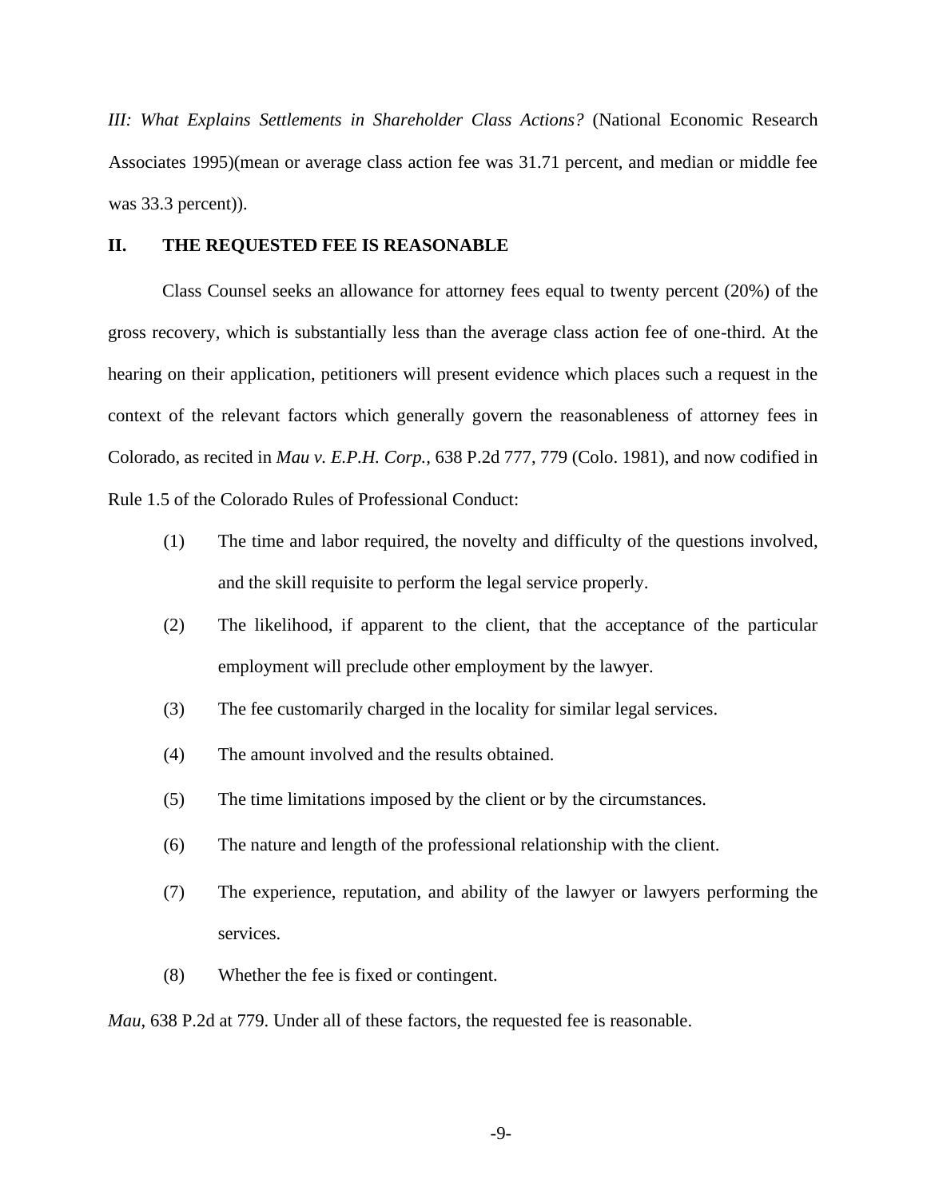*III: What Explains Settlements in Shareholder Class Actions?* (National Economic Research Associates 1995)(mean or average class action fee was 31.71 percent, and median or middle fee was 33.3 percent)).

## II. THE REQUESTED FEE IS REASONABLE

Class Counsel seeks an allowance for attorney fees equal to twenty percent (20%) of the gross recovery, which is substantially less than the average class action fee of one-third. At the hearing on their application, petitioners will present evidence which places such a request in the context of the relevant factors which generally govern the reasonableness of attorney fees in Colorado, as recited in *Mau v. E.P.H. Corp.,* 638 P.2d 777, 779 (Colo. 1981), and now codified in Rule 1.5 of the Colorado Rules of Professional Conduct:

(1) The time and labor required, the novelty and difficulty of the questions involved, and the skill requisite to perform the legal service properly.

(2) The likelihood, if apparent to the client, that the acceptance of the particular employment will preclude other employment by the lawyer.

(3) The fee customarily charged in the locality for similar legal services.

(4) The amount involved and the results obtained.

(5) The time limitations imposed by the client or by the circumstances.

(6) The nature and length of the professional relationship with the client.

(7) The experience, reputation, and ability of the lawyer or lawyers performing the services.

(8) Whether the fee is fixed or contingent.

*Mau*, 638 P.2d at 779. Under all of these factors, the requested fee is reasonable.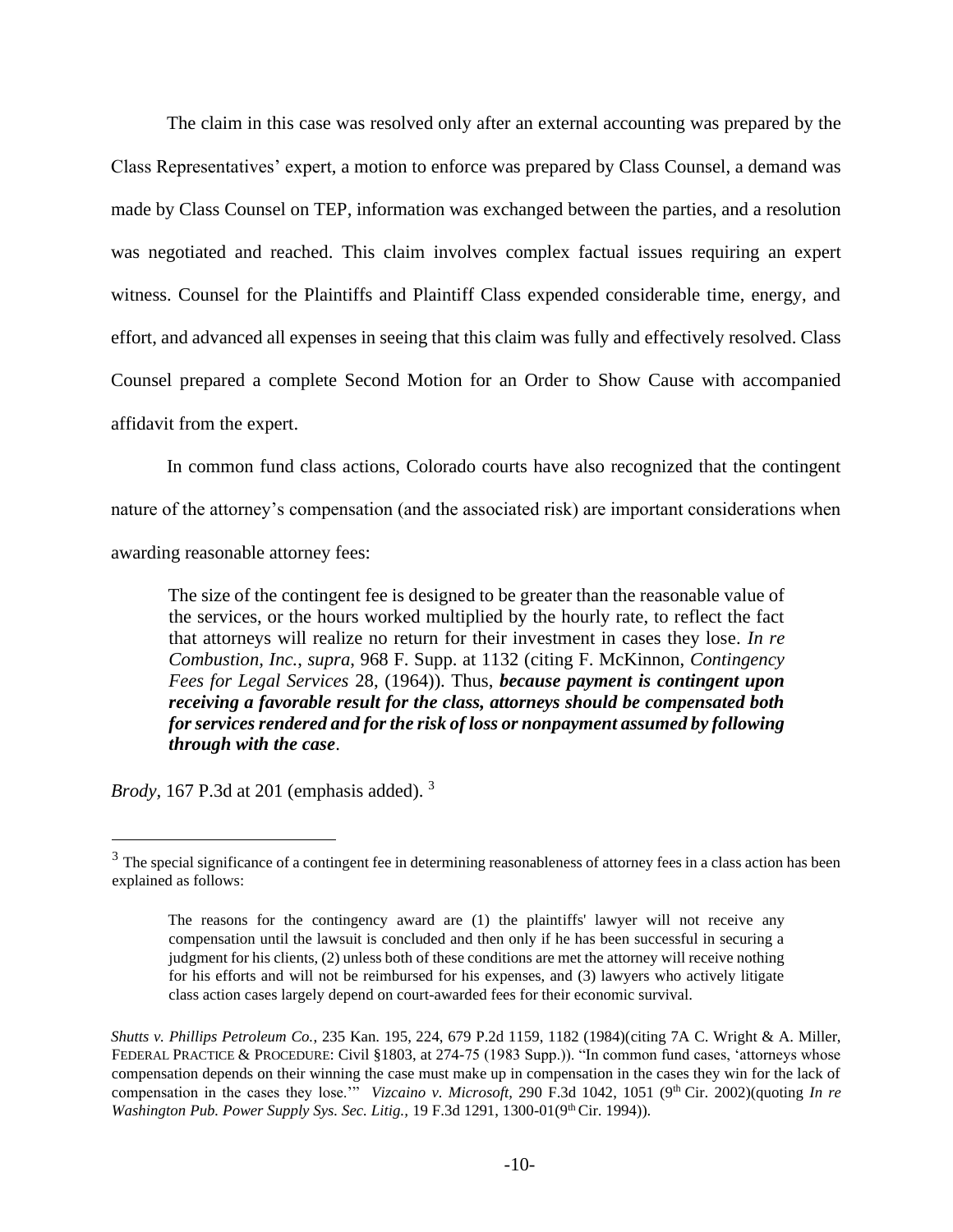The claim in this case was resolved only after an external accounting was prepared by the Class Representatives' expert, a motion to enforce was prepared by Class Counsel, a demand was made by Class Counsel on TEP, information was exchanged between the parties, and a resolution was negotiated and reached. This claim involves complex factual issues requiring an expert witness. Counsel for the Plaintiffs and Plaintiff Class expended considerable time, energy, and effort, and advanced all expenses in seeing that this claim was fully and effectively resolved. Class Counsel prepared a complete Second Motion for an Order to Show Cause with accompanied affidavit from the expert.

In common fund class actions, Colorado courts have also recognized that the contingent nature of the attorney's compensation (and the associated risk) are important considerations when awarding reasonable attorney fees:

> The size of the contingent fee is designed to be greater than the reasonable value of the services, or the hours worked multiplied by the hourly rate, to reflect the fact that attorneys will realize no return for their investment in cases they lose. *In re Combustion, Inc.*, *supra*, 968 F. Supp. at 1132 (citing F. McKinnon, *Contingency Fees for Legal Services* 28, (1964)). Thus, ***because payment is contingent upon receiving a favorable result for the class, attorneys should be compensated both for services rendered and for the risk of loss or nonpayment assumed by following through with the case***.

*Brody*, 167 P.3d at 201 (emphasis added). [3]

---

[3] The special significance of a contingent fee in determining reasonableness of attorney fees in a class action has been explained as follows:

> The reasons for the contingency award are (1) the plaintiffs' lawyer will not receive any compensation until the lawsuit is concluded and then only if he has been successful in securing a judgment for his clients, (2) unless both of these conditions are met the attorney will receive nothing for his efforts and will not be reimbursed for his expenses, and (3) lawyers who actively litigate class action cases largely depend on court-awarded fees for their economic survival.

*Shutts v. Phillips Petroleum Co.*, 235 Kan. 195, 224, 679 P.2d 1159, 1182 (1984)(citing 7A C. Wright & A. Miller, FEDERAL PRACTICE & PROCEDURE: Civil §1803, at 274-75 (1983 Supp.)). "In common fund cases, 'attorneys whose compensation depends on their winning the case must make up in compensation in the cases they win for the lack of compensation in the cases they lose.'" *Vizcaino v. Microsoft*, 290 F.3d 1042, 1051 (9th Cir. 2002)(quoting *In re Washington Pub. Power Supply Sys. Sec. Litig.*, 19 F.3d 1291, 1300-01(9th Cir. 1994)).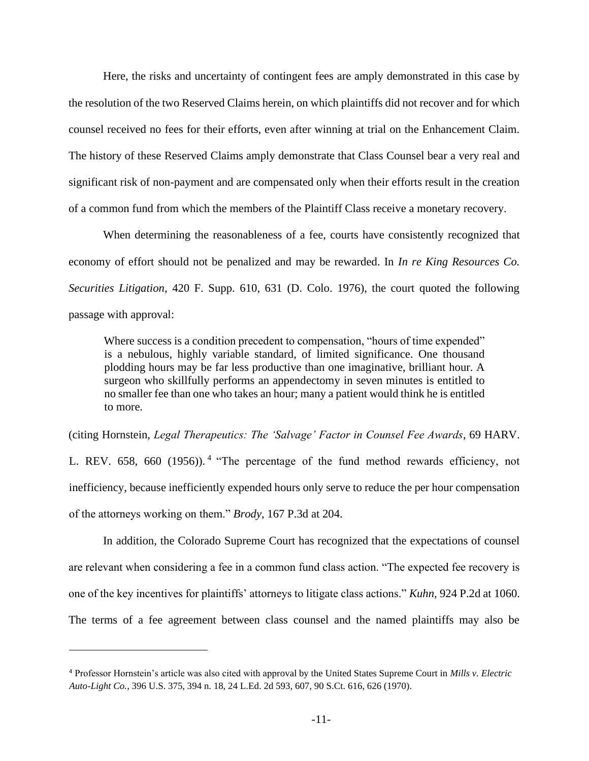Here, the risks and uncertainty of contingent fees are amply demonstrated in this case by the resolution of the two Reserved Claims herein, on which plaintiffs did not recover and for which counsel received no fees for their efforts, even after winning at trial on the Enhancement Claim. The history of these Reserved Claims amply demonstrate that Class Counsel bear a very real and significant risk of non-payment and are compensated only when their efforts result in the creation of a common fund from which the members of the Plaintiff Class receive a monetary recovery.

When determining the reasonableness of a fee, courts have consistently recognized that economy of effort should not be penalized and may be rewarded. In *In re King Resources Co. Securities Litigation*, 420 F. Supp. 610, 631 (D. Colo. 1976), the court quoted the following passage with approval:

> Where success is a condition precedent to compensation, "hours of time expended" is a nebulous, highly variable standard, of limited significance. One thousand plodding hours may be far less productive than one imaginative, brilliant hour. A surgeon who skillfully performs an appendectomy in seven minutes is entitled to no smaller fee than one who takes an hour; many a patient would think he is entitled to more.

(citing Hornstein, *Legal Therapeutics: The 'Salvage' Factor in Counsel Fee Awards*, 69 HARV. L. REV. 658, 660 (1956)).[4] "The percentage of the fund method rewards efficiency, not inefficiency, because inefficiently expended hours only serve to reduce the per hour compensation of the attorneys working on them." *Brody*, 167 P.3d at 204.

In addition, the Colorado Supreme Court has recognized that the expectations of counsel are relevant when considering a fee in a common fund class action. "The expected fee recovery is one of the key incentives for plaintiffs' attorneys to litigate class actions." *Kuhn*, 924 P.2d at 1060. The terms of a fee agreement between class counsel and the named plaintiffs may also be

---

[4] Professor Hornstein's article was also cited with approval by the United States Supreme Court in *Mills v. Electric Auto-Light Co.*, 396 U.S. 375, 394 n. 18, 24 L.Ed. 2d 593, 607, 90 S.Ct. 616, 626 (1970).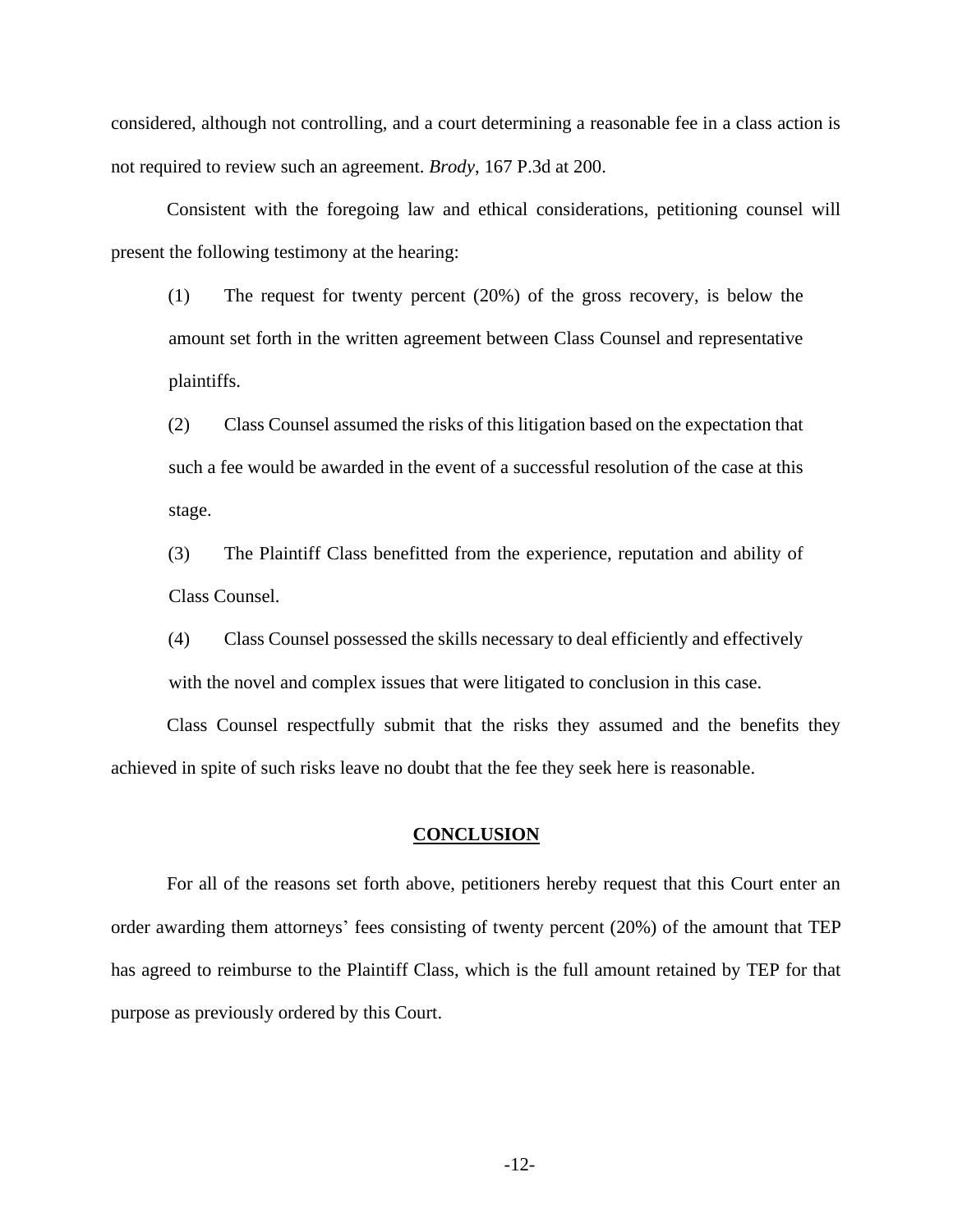considered, although not controlling, and a court determining a reasonable fee in a class action is not required to review such an agreement. *Brody*, 167 P.3d at 200.

Consistent with the foregoing law and ethical considerations, petitioning counsel will present the following testimony at the hearing:

(1) The request for twenty percent (20%) of the gross recovery, is below the amount set forth in the written agreement between Class Counsel and representative plaintiffs.

(2) Class Counsel assumed the risks of this litigation based on the expectation that such a fee would be awarded in the event of a successful resolution of the case at this stage.

(3) The Plaintiff Class benefitted from the experience, reputation and ability of Class Counsel.

(4) Class Counsel possessed the skills necessary to deal efficiently and effectively with the novel and complex issues that were litigated to conclusion in this case.

Class Counsel respectfully submit that the risks they assumed and the benefits they achieved in spite of such risks leave no doubt that the fee they seek here is reasonable.

## CONCLUSION

For all of the reasons set forth above, petitioners hereby request that this Court enter an order awarding them attorneys' fees consisting of twenty percent (20%) of the amount that TEP has agreed to reimburse to the Plaintiff Class, which is the full amount retained by TEP for that purpose as previously ordered by this Court.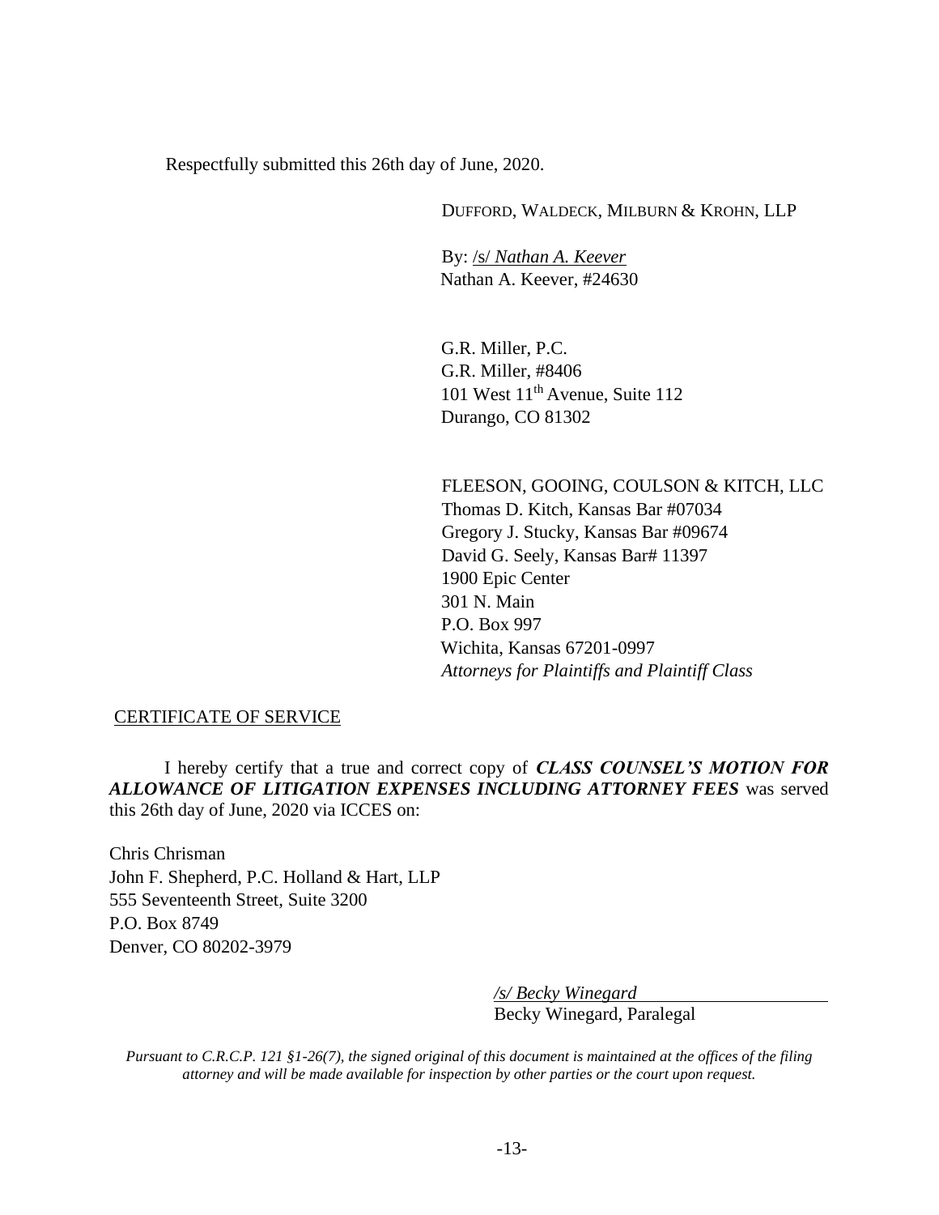Respectfully submitted this 26th day of June, 2020.

DUFFORD, WALDECK, MILBURN & KROHN, LLP

By: /s/ *Nathan A. Keever*
Nathan A. Keever, #24630

G.R. Miller, P.C.
G.R. Miller, #8406
101 West 11th Avenue, Suite 112
Durango, CO 81302

FLEESON, GOOING, COULSON & KITCH, LLC
Thomas D. Kitch, Kansas Bar #07034
Gregory J. Stucky, Kansas Bar #09674
David G. Seely, Kansas Bar# 11397
1900 Epic Center
301 N. Main
P.O. Box 997
Wichita, Kansas 67201-0997
*Attorneys for Plaintiffs and Plaintiff Class*

CERTIFICATE OF SERVICE

I hereby certify that a true and correct copy of ***CLASS COUNSEL'S MOTION FOR ALLOWANCE OF LITIGATION EXPENSES INCLUDING ATTORNEY FEES*** was served this 26th day of June, 2020 via ICCES on:

Chris Chrisman
John F. Shepherd, P.C. Holland & Hart, LLP
555 Seventeenth Street, Suite 3200
P.O. Box 8749
Denver, CO 80202-3979

*/s/ Becky Winegard*
Becky Winegard, Paralegal

*Pursuant to C.R.C.P. 121 §1-26(7), the signed original of this document is maintained at the offices of the filing attorney and will be made available for inspection by other parties or the court upon request.*